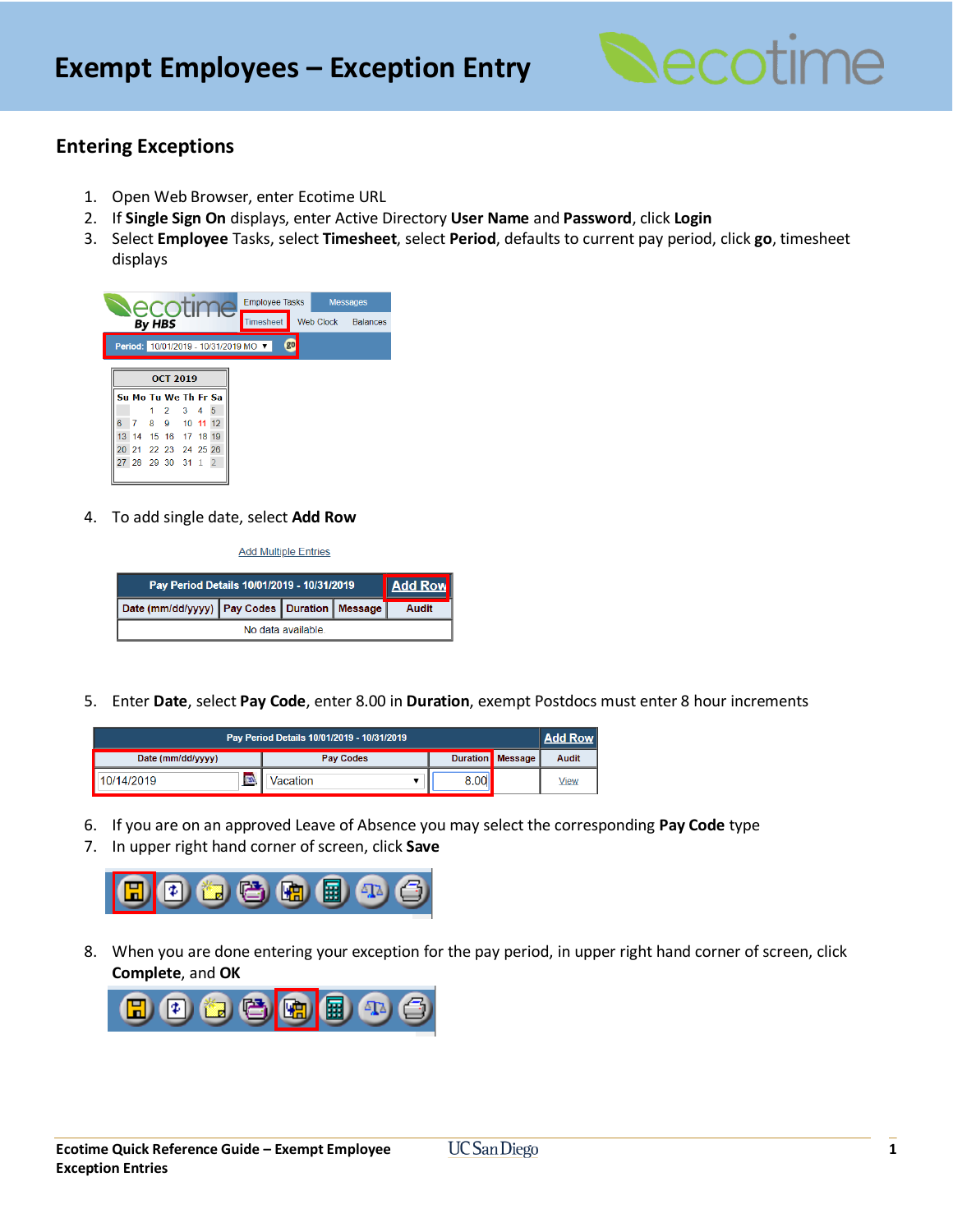# Exempt Employees – Exception Entry

## Entering Exceptions

1. Open Web Browser, enter Ecotime URL
2. If **Single Sign On** displays, enter Active Directory **User Name** and **Password**, click **Login**
3. Select **Employee** Tasks, select **Timesheet**, select **Period**, defaults to current pay period, click **go**, timesheet displays
4. To add single date, select **Add Row**
5. Enter **Date**, select **Pay Code**, enter 8.00 in **Duration**, exempt Postdocs must enter 8 hour increments
6. If you are on an approved Leave of Absence you may select the corresponding **Pay Code** type
7. In upper right hand corner of screen, click **Save**
8. When you are done entering your exception for the pay period, in upper right hand corner of screen, click **Complete**, and **OK**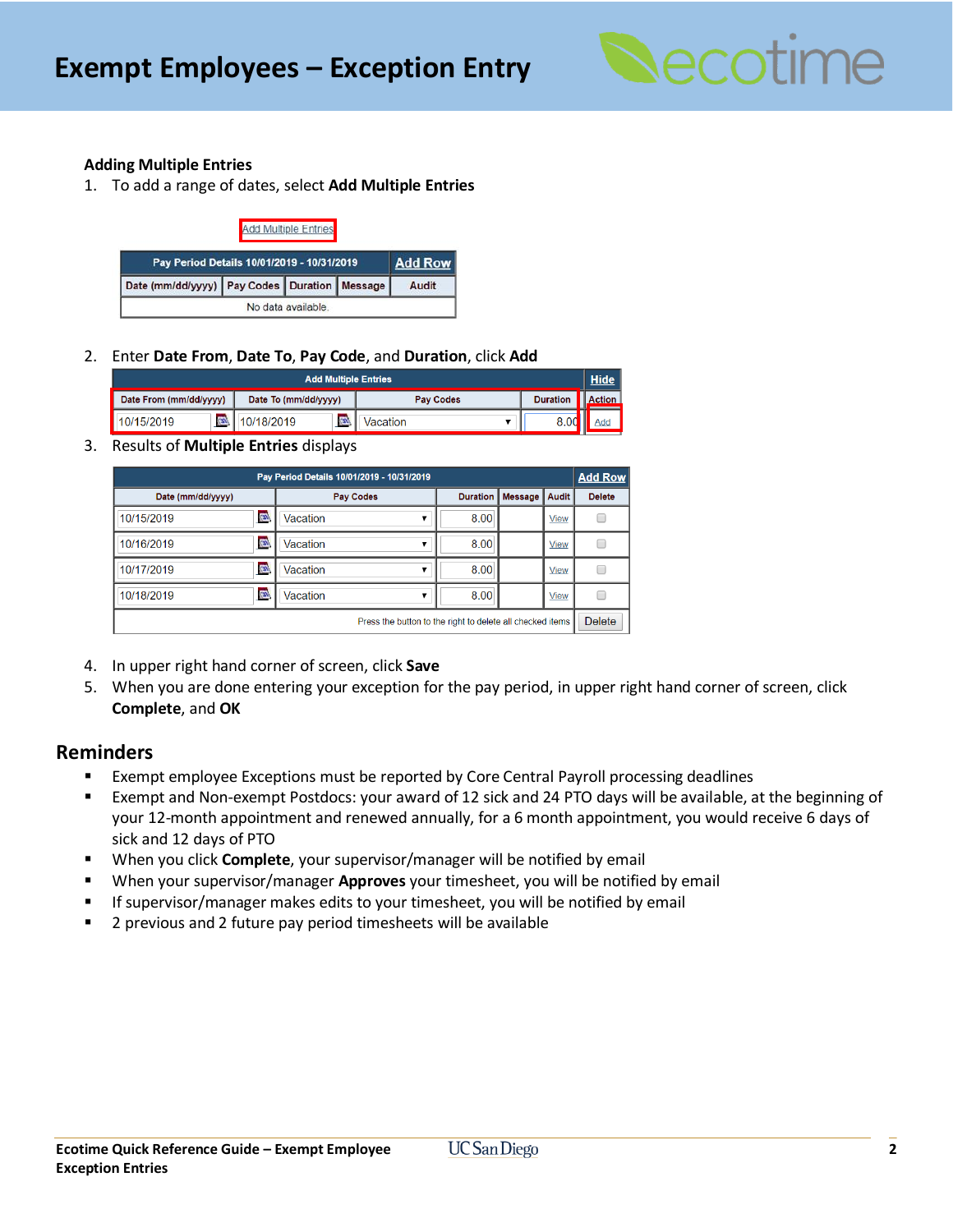# Exempt Employees – Exception Entry

### Adding Multiple Entries

1. To add a range of dates, select **Add Multiple Entries**

| Pay Period Details 10/01/2019 - 10/31/2019 | | | | Add Row |
|---|---|---|---|---|
| Date (mm/dd/yyyy) | Pay Codes | Duration | Message | Audit |
| No data available. | | | | |

2. Enter **Date From**, **Date To**, **Pay Code**, and **Duration**, click **Add**

| Add Multiple Entries | | | | Hide |
|---|---|---|---|---|
| Date From (mm/dd/yyyy) | Date To (mm/dd/yyyy) | Pay Codes | Duration | Action |
| 10/15/2019 | 10/18/2019 | Vacation | 8.00 | Add |

3. Results of **Multiple Entries** displays

| Pay Period Details 10/01/2019 - 10/31/2019 | | | | | Add Row |
|---|---|---|---|---|---|
| Date (mm/dd/yyyy) | Pay Codes | Duration | Message | Audit | Delete |
| 10/15/2019 | Vacation | 8.00 | | View | ☐ |
| 10/16/2019 | Vacation | 8.00 | | View | ☐ |
| 10/17/2019 | Vacation | 8.00 | | View | ☐ |
| 10/18/2019 | Vacation | 8.00 | | View | ☐ |
| Press the button to the right to delete all checked items | | | | | Delete |

4. In upper right hand corner of screen, click **Save**
5. When you are done entering your exception for the pay period, in upper right hand corner of screen, click **Complete**, and **OK**

## Reminders

- Exempt employee Exceptions must be reported by Core Central Payroll processing deadlines
- Exempt and Non-exempt Postdocs: your award of 12 sick and 24 PTO days will be available, at the beginning of your 12-month appointment and renewed annually, for a 6 month appointment, you would receive 6 days of sick and 12 days of PTO
- When you click **Complete**, your supervisor/manager will be notified by email
- When your supervisor/manager **Approves** your timesheet, you will be notified by email
- If supervisor/manager makes edits to your timesheet, you will be notified by email
- 2 previous and 2 future pay period timesheets will be available